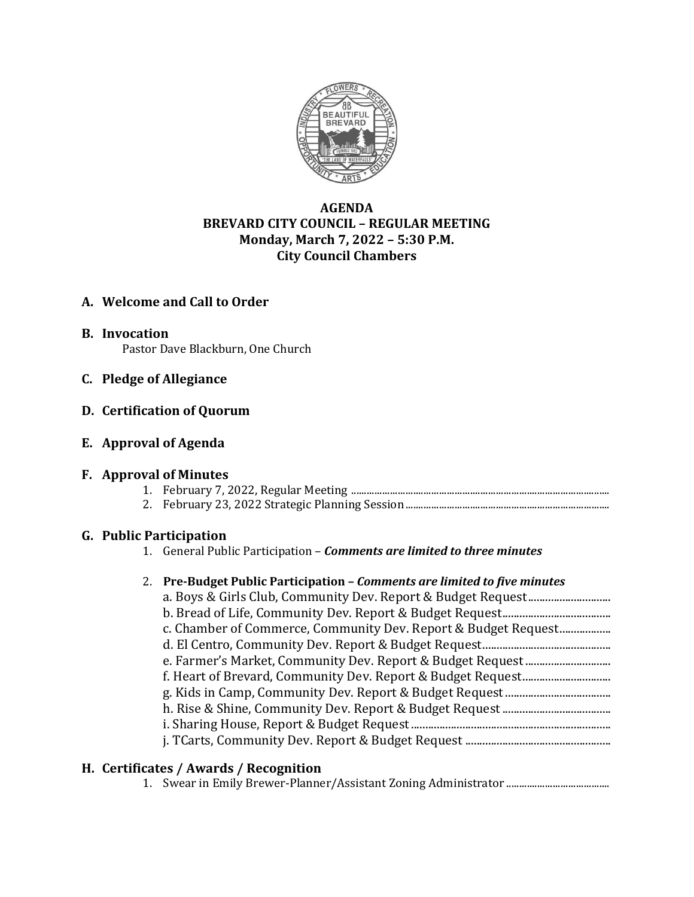**AGENDA**
**BREVARD CITY COUNCIL – REGULAR MEETING**
**Monday, March 7, 2022 – 5:30 P.M.**
**City Council Chambers**

## A. Welcome and Call to Order

## B. Invocation

Pastor Dave Blackburn, One Church

## C. Pledge of Allegiance

## D. Certification of Quorum

## E. Approval of Agenda

## F. Approval of Minutes

1. February 7, 2022, Regular Meeting
2. February 23, 2022 Strategic Planning Session

## G. Public Participation

1. General Public Participation – ***Comments are limited to three minutes***
2. **Pre-Budget Public Participation – *Comments are limited to five minutes***
   a. Boys & Girls Club, Community Dev. Report & Budget Request
   b. Bread of Life, Community Dev. Report & Budget Request
   c. Chamber of Commerce, Community Dev. Report & Budget Request
   d. El Centro, Community Dev. Report & Budget Request
   e. Farmer's Market, Community Dev. Report & Budget Request
   f. Heart of Brevard, Community Dev. Report & Budget Request
   g. Kids in Camp, Community Dev. Report & Budget Request
   h. Rise & Shine, Community Dev. Report & Budget Request
   i. Sharing House, Report & Budget Request
   j. TCarts, Community Dev. Report & Budget Request

## H. Certificates / Awards / Recognition

1. Swear in Emily Brewer-Planner/Assistant Zoning Administrator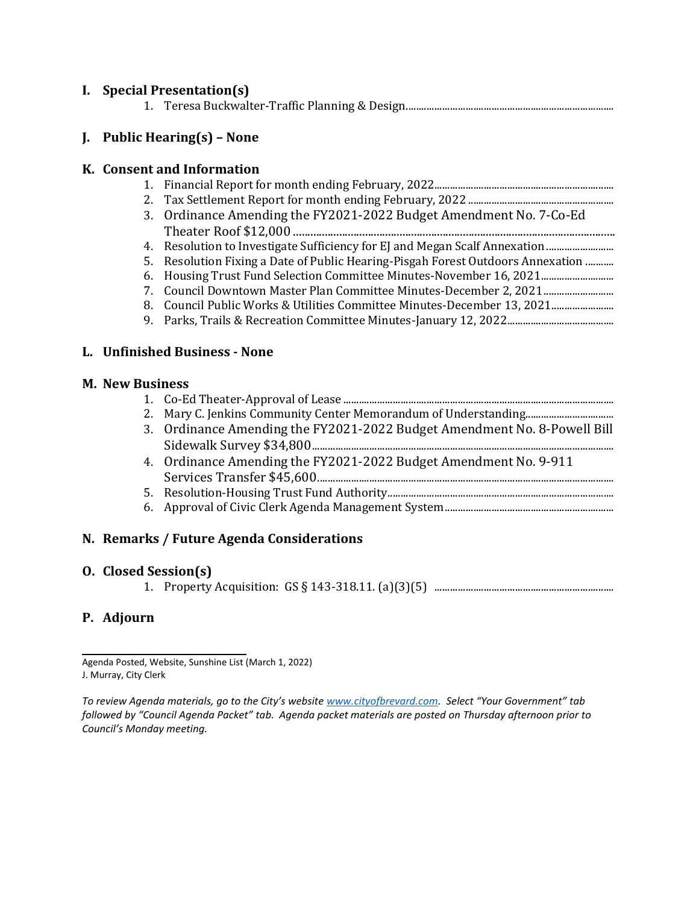## I. Special Presentation(s)

1. Teresa Buckwalter-Traffic Planning & Design

## J. Public Hearing(s) – None

## K. Consent and Information

1. Financial Report for month ending February, 2022
2. Tax Settlement Report for month ending February, 2022
3. Ordinance Amending the FY2021-2022 Budget Amendment No. 7-Co-Ed Theater Roof $12,000
4. Resolution to Investigate Sufficiency for EJ and Megan Scalf Annexation
5. Resolution Fixing a Date of Public Hearing-Pisgah Forest Outdoors Annexation
6. Housing Trust Fund Selection Committee Minutes-November 16, 2021
7. Council Downtown Master Plan Committee Minutes-December 2, 2021
8. Council Public Works & Utilities Committee Minutes-December 13, 2021
9. Parks, Trails & Recreation Committee Minutes-January 12, 2022

## L. Unfinished Business - None

## M. New Business

1. Co-Ed Theater-Approval of Lease
2. Mary C. Jenkins Community Center Memorandum of Understanding
3. Ordinance Amending the FY2021-2022 Budget Amendment No. 8-Powell Bill Sidewalk Survey $34,800
4. Ordinance Amending the FY2021-2022 Budget Amendment No. 9-911 Services Transfer $45,600
5. Resolution-Housing Trust Fund Authority
6. Approval of Civic Clerk Agenda Management System

## N. Remarks / Future Agenda Considerations

## O. Closed Session(s)

1. Property Acquisition: GS § 143-318.11. (a)(3)(5)

## P. Adjourn

---

Agenda Posted, Website, Sunshine List (March 1, 2022)
J. Murray, City Clerk

*To review Agenda materials, go to the City's website [www.cityofbrevard.com](www.cityofbrevard.com). Select "Your Government" tab followed by "Council Agenda Packet" tab. Agenda packet materials are posted on Thursday afternoon prior to Council's Monday meeting.*